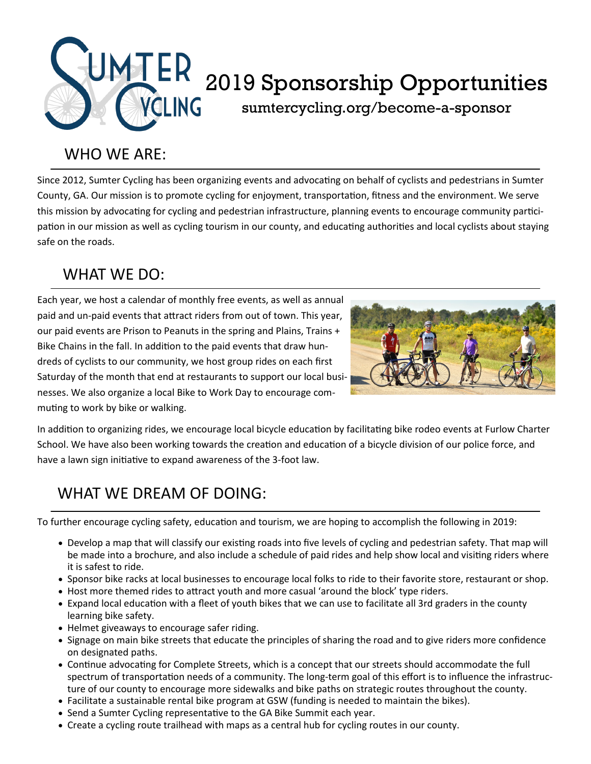# 2019 Sponsorship Opportunities

suntercycling.org/become-a-sponsor

## WHO WE ARE:

Since 2012, Sumter Cycling has been organizing events and advocating on behalf of cyclists and pedestrians in Sumter County, GA. Our mission is to promote cycling for enjoyment, transportation, fitness and the environment. We serve this mission by advocating for cycling and pedestrian infrastructure, planning events to encourage community participation in our mission as well as cycling tourism in our county, and educating authorities and local cyclists about staying safe on the roads.

## WHAT WE DO:

Each year, we host a calendar of monthly free events, as well as annual paid and un-paid events that attract riders from out of town. This year, our paid events are Prison to Peanuts in the spring and Plains, Trains + Bike Chains in the fall. In addition to the paid events that draw hundreds of cyclists to our community, we host group rides on each first Saturday of the month that end at restaurants to support our local businesses. We also organize a local Bike to Work Day to encourage commuting to work by bike or walking.

In addition to organizing rides, we encourage local bicycle education by facilitating bike rodeo events at Furlow Charter School. We have also been working towards the creation and education of a bicycle division of our police force, and have a lawn sign initiative to expand awareness of the 3-foot law.

## WHAT WE DREAM OF DOING:

To further encourage cycling safety, education and tourism, we are hoping to accomplish the following in 2019:

- Develop a map that will classify our existing roads into five levels of cycling and pedestrian safety. That map will be made into a brochure, and also include a schedule of paid rides and help show local and visiting riders where it is safest to ride.
- Sponsor bike racks at local businesses to encourage local folks to ride to their favorite store, restaurant or shop.
- Host more themed rides to attract youth and more casual 'around the block' type riders.
- Expand local education with a fleet of youth bikes that we can use to facilitate all 3rd graders in the county learning bike safety.
- Helmet giveaways to encourage safer riding.
- Signage on main bike streets that educate the principles of sharing the road and to give riders more confidence on designated paths.
- Continue advocating for Complete Streets, which is a concept that our streets should accommodate the full spectrum of transportation needs of a community. The long-term goal of this effort is to influence the infrastructure of our county to encourage more sidewalks and bike paths on strategic routes throughout the county.
- Facilitate a sustainable rental bike program at GSW (funding is needed to maintain the bikes).
- Send a Sumter Cycling representative to the GA Bike Summit each year.
- Create a cycling route trailhead with maps as a central hub for cycling routes in our county.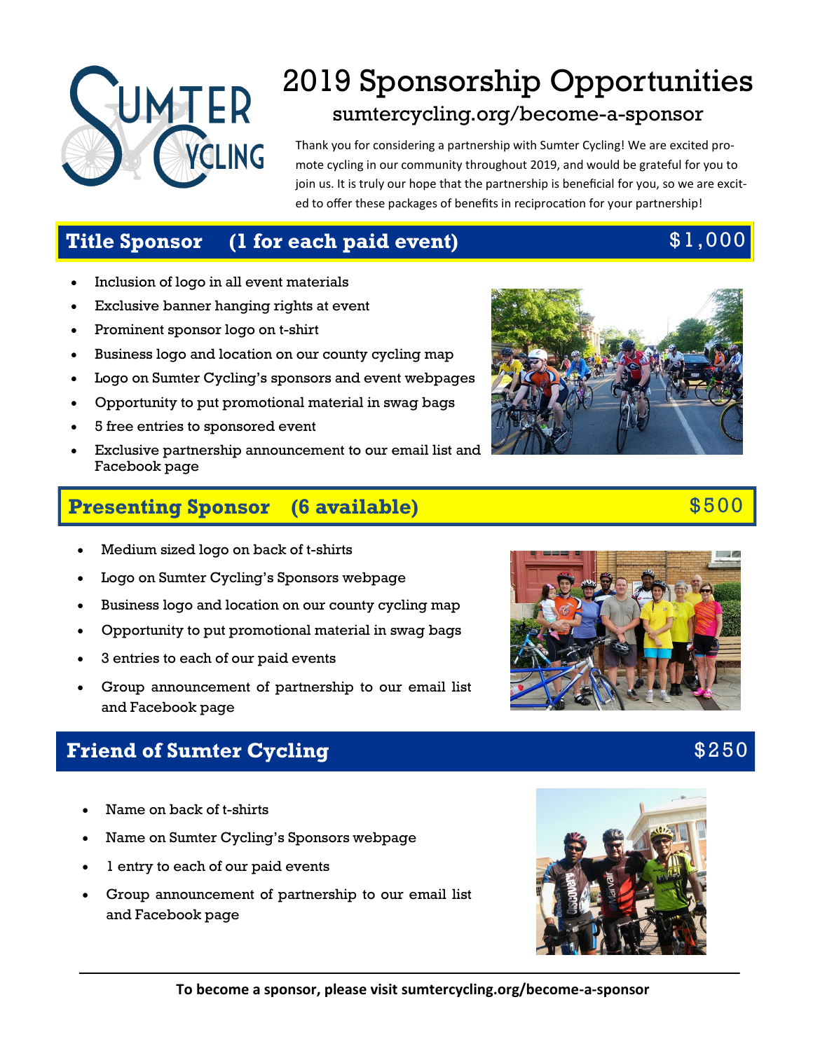# 2019 Sponsorship Opportunities

sumtercycling.org/become-a-sponsor

Thank you for considering a partnership with Sumter Cycling! We are excited promote cycling in our community throughout 2019, and would be grateful for you to join us. It is truly our hope that the partnership is beneficial for you, so we are excited to offer these packages of benefits in reciprocation for your partnership!

## Title Sponsor (1 for each paid event) $1,000

- Inclusion of logo in all event materials
- Exclusive banner hanging rights at event
- Prominent sponsor logo on t-shirt
- Business logo and location on our county cycling map
- Logo on Sumter Cycling's sponsors and event webpages
- Opportunity to put promotional material in swag bags
- 5 free entries to sponsored event
- Exclusive partnership announcement to our email list and Facebook page

## Presenting Sponsor (6 available) $500

- Medium sized logo on back of t-shirts
- Logo on Sumter Cycling's Sponsors webpage
- Business logo and location on our county cycling map
- Opportunity to put promotional material in swag bags
- 3 entries to each of our paid events
- Group announcement of partnership to our email list and Facebook page

## Friend of Sumter Cycling $250

- Name on back of t-shirts
- Name on Sumter Cycling's Sponsors webpage
- 1 entry to each of our paid events
- Group announcement of partnership to our email list and Facebook page

---

**To become a sponsor, please visit sumtercycling.org/become-a-sponsor**